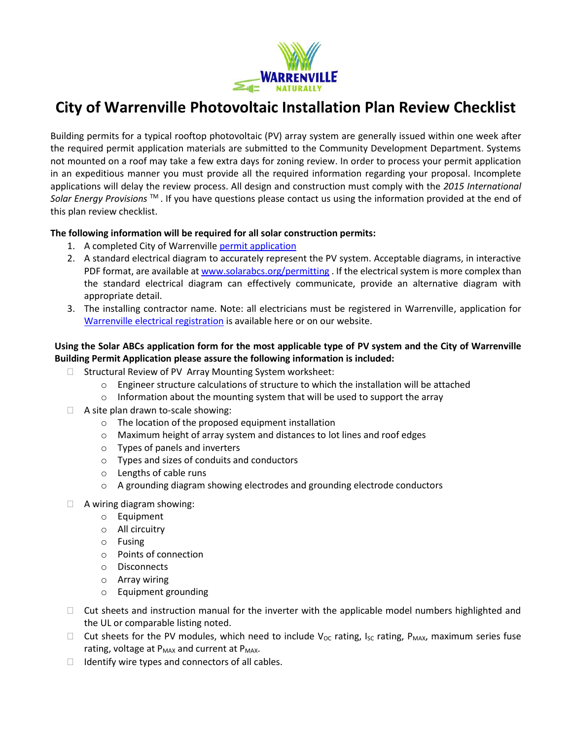# City of Warrenville Photovoltaic Installation Plan Review Checklist

Building permits for a typical rooftop photovoltaic (PV) array system are generally issued within one week after the required permit application materials are submitted to the Community Development Department. Systems not mounted on a roof may take a few extra days for zoning review. In order to process your permit application in an expeditious manner you must provide all the required information regarding your proposal. Incomplete applications will delay the review process. All design and construction must comply with the *2015 International Solar Energy Provisions* ™. If you have questions please contact us using the information provided at the end of this plan review checklist.

**The following information will be required for all solar construction permits:**

1. A completed City of Warrenville [permit application]
2. A standard electrical diagram to accurately represent the PV system. Acceptable diagrams, in interactive PDF format, are available at [www.solarabcs.org/permitting]. If the electrical system is more complex than the standard electrical diagram can effectively communicate, provide an alternative diagram with appropriate detail.
3. The installing contractor name. Note: all electricians must be registered in Warrenville, application for [Warrenville electrical registration] is available here or on our website.

**Using the Solar ABCs application form for the most applicable type of PV system and the City of Warrenville Building Permit Application please assure the following information is included:**

- ☐ Structural Review of PV Array Mounting System worksheet:
  - Engineer structure calculations of structure to which the installation will be attached
  - Information about the mounting system that will be used to support the array
- ☐ A site plan drawn to-scale showing:
  - The location of the proposed equipment installation
  - Maximum height of array system and distances to lot lines and roof edges
  - Types of panels and inverters
  - Types and sizes of conduits and conductors
  - Lengths of cable runs
  - A grounding diagram showing electrodes and grounding electrode conductors
- ☐ A wiring diagram showing:
  - Equipment
  - All circuitry
  - Fusing
  - Points of connection
  - Disconnects
  - Array wiring
  - Equipment grounding
- ☐ Cut sheets and instruction manual for the inverter with the applicable model numbers highlighted and the UL or comparable listing noted.
- ☐ Cut sheets for the PV modules, which need to include $V_{OC}$ rating, $I_{SC}$ rating, $P_{MAX}$, maximum series fuse rating, voltage at $P_{MAX}$ and current at $P_{MAX}$.
- ☐ Identify wire types and connectors of all cables.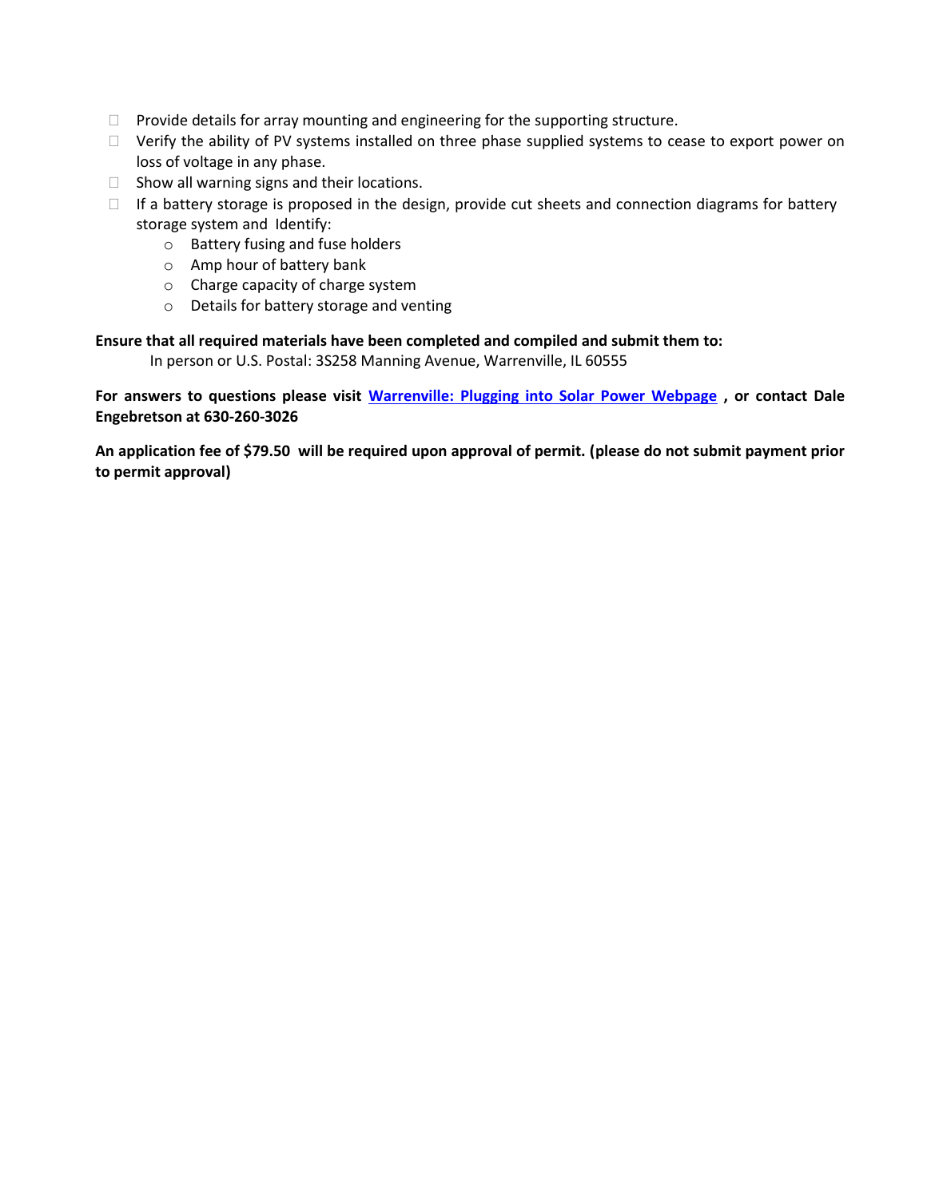- ☐ Provide details for array mounting and engineering for the supporting structure.
- ☐ Verify the ability of PV systems installed on three phase supplied systems to cease to export power on loss of voltage in any phase.
- ☐ Show all warning signs and their locations.
- ☐ If a battery storage is proposed in the design, provide cut sheets and connection diagrams for battery storage system and Identify:
    - Battery fusing and fuse holders
    - Amp hour of battery bank
    - Charge capacity of charge system
    - Details for battery storage and venting

**Ensure that all required materials have been completed and compiled and submit them to:**

In person or U.S. Postal: 3S258 Manning Avenue, Warrenville, IL 60555

**For answers to questions please visit [Warrenville: Plugging into Solar Power Webpage](), or contact Dale Engebretson at 630-260-3026**

**An application fee of $79.50 will be required upon approval of permit. (please do not submit payment prior to permit approval)**